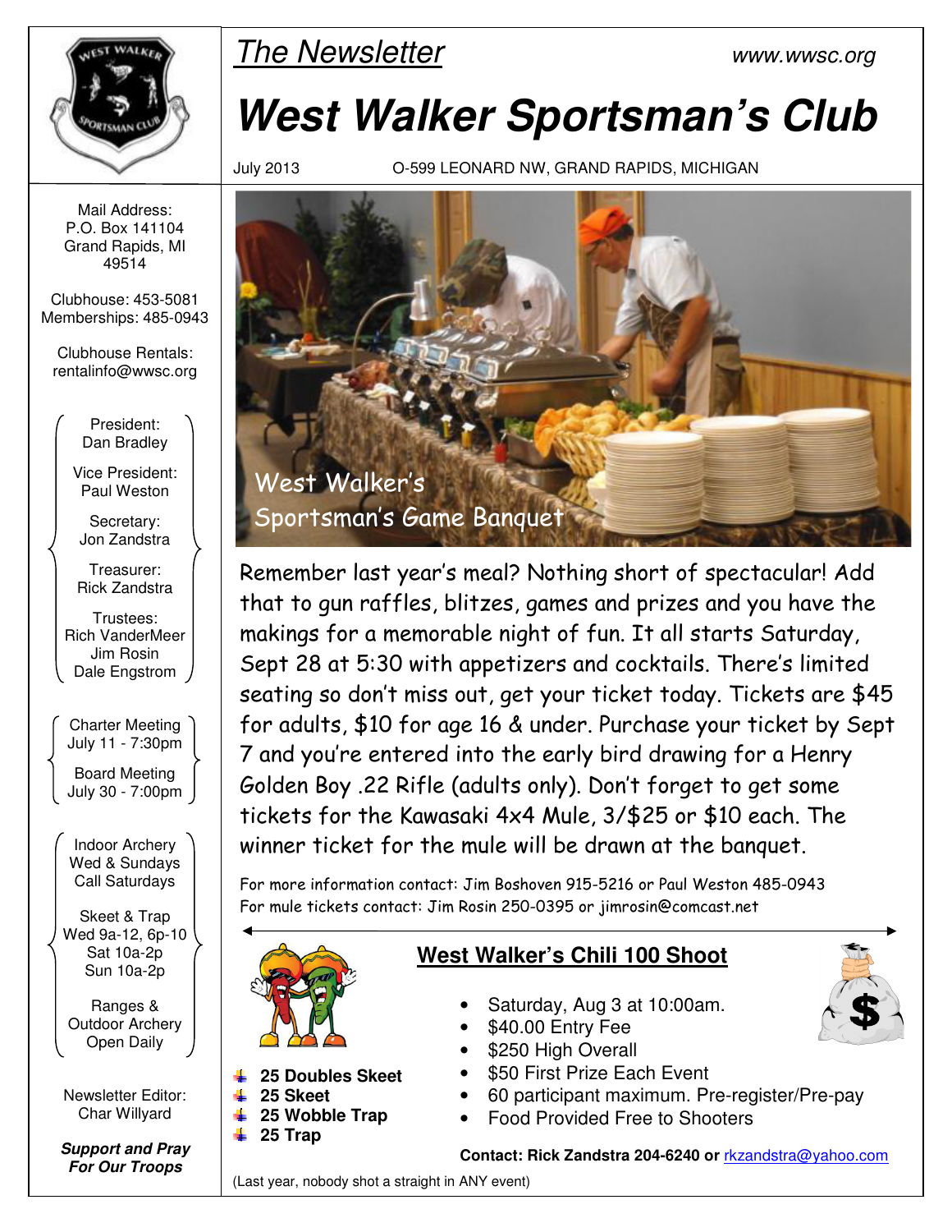The Newsletter

www.wwsc.org

# West Walker Sportsman's Club

July 2013 O-599 LEONARD NW, GRAND RAPIDS, MICHIGAN

Mail Address:
P.O. Box 141104
Grand Rapids, MI 49514

Clubhouse: 453-5081
Memberships: 485-0943

Clubhouse Rentals:
rentalinfo@wwsc.org

President:
Dan Bradley

Vice President:
Paul Weston

Secretary:
Jon Zandstra

Treasurer:
Rick Zandstra

Trustees:
Rich VanderMeer
Jim Rosin
Dale Engstrom

Charter Meeting
July 11 - 7:30pm

Board Meeting
July 30 - 7:00pm

Indoor Archery
Wed & Sundays
Call Saturdays

Skeet & Trap
Wed 9a-12, 6p-10
Sat 10a-2p
Sun 10a-2p

Ranges &
Outdoor Archery
Open Daily

Newsletter Editor:
Char Willyard

***Support and Pray For Our Troops***

## West Walker's Sportsman's Game Banquet

Remember last year's meal? Nothing short of spectacular! Add that to gun raffles, blitzes, games and prizes and you have the makings for a memorable night of fun. It all starts Saturday, Sept 28 at 5:30 with appetizers and cocktails. There's limited seating so don't miss out, get your ticket today. Tickets are $45 for adults, $10 for age 16 & under. Purchase your ticket by Sept 7 and you're entered into the early bird drawing for a Henry Golden Boy .22 Rifle (adults only). Don't forget to get some tickets for the Kawasaki 4x4 Mule, 3/$25 or $10 each. The winner ticket for the mule will be drawn at the banquet.

For more information contact: Jim Boshoven 915-5216 or Paul Weston 485-0943
For mule tickets contact: Jim Rosin 250-0395 or jimrosin@comcast.net

## West Walker's Chili 100 Shoot

- **25 Doubles Skeet**
- **25 Skeet**
- **25 Wobble Trap**
- **25 Trap**

- Saturday, Aug 3 at 10:00am.
- $40.00 Entry Fee
- $250 High Overall
- $50 First Prize Each Event
- 60 participant maximum. Pre-register/Pre-pay
- Food Provided Free to Shooters

**Contact: Rick Zandstra 204-6240 or** rkzandstra@yahoo.com

(Last year, nobody shot a straight in ANY event)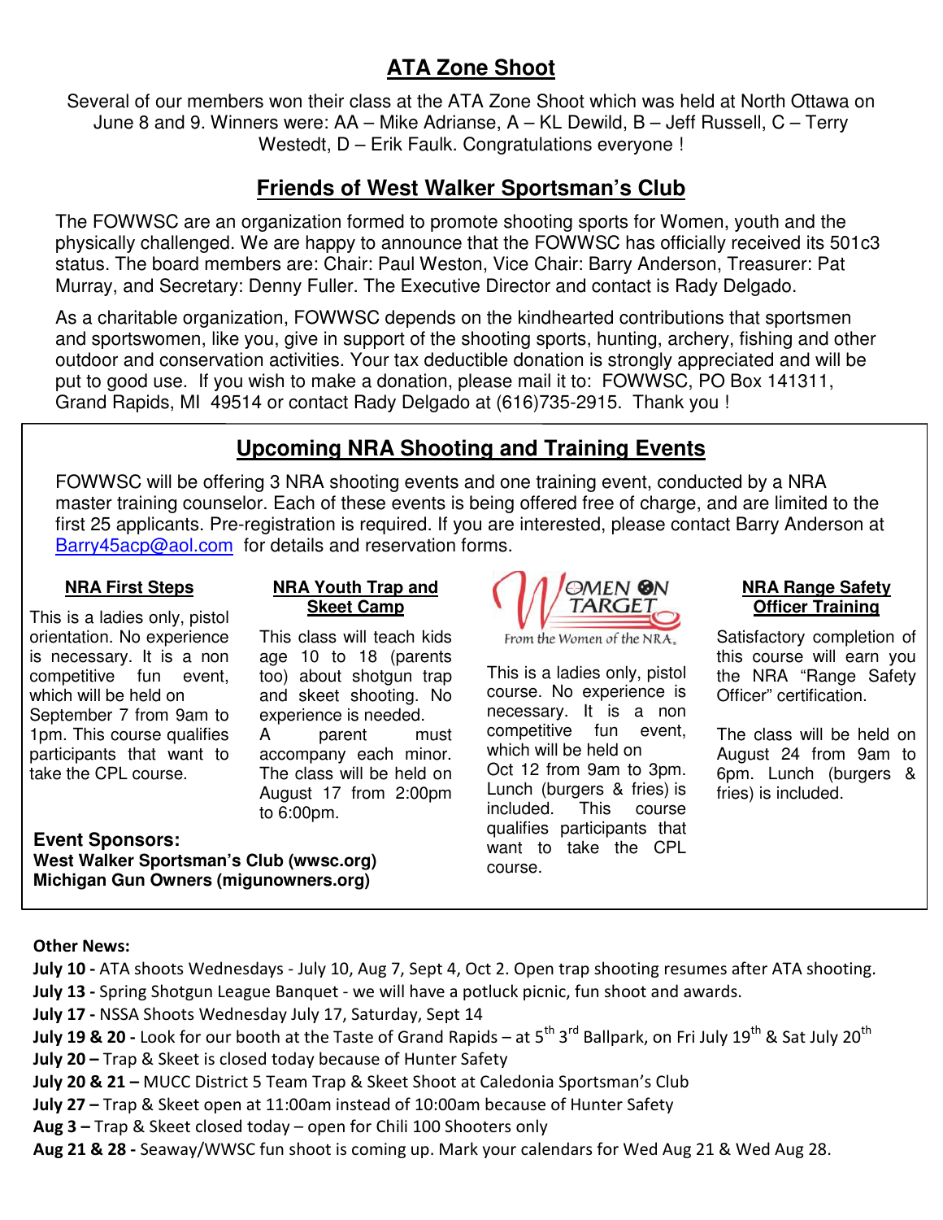## ATA Zone Shoot

Several of our members won their class at the ATA Zone Shoot which was held at North Ottawa on June 8 and 9. Winners were: AA – Mike Adrianse, A – KL Dewild, B – Jeff Russell, C – Terry Westedt, D – Erik Faulk. Congratulations everyone !

## Friends of West Walker Sportsman's Club

The FOWWSC are an organization formed to promote shooting sports for Women, youth and the physically challenged. We are happy to announce that the FOWWSC has officially received its 501c3 status. The board members are: Chair: Paul Weston, Vice Chair: Barry Anderson, Treasurer: Pat Murray, and Secretary: Denny Fuller. The Executive Director and contact is Rady Delgado.

As a charitable organization, FOWWSC depends on the kindhearted contributions that sportsmen and sportswomen, like you, give in support of the shooting sports, hunting, archery, fishing and other outdoor and conservation activities. Your tax deductible donation is strongly appreciated and will be put to good use. If you wish to make a donation, please mail it to: FOWWSC, PO Box 141311, Grand Rapids, MI 49514 or contact Rady Delgado at (616)735-2915. Thank you !

## Upcoming NRA Shooting and Training Events

FOWWSC will be offering 3 NRA shooting events and one training event, conducted by a NRA master training counselor. Each of these events is being offered free of charge, and are limited to the first 25 applicants. Pre-registration is required. If you are interested, please contact Barry Anderson at Barry45acp@aol.com for details and reservation forms.

### NRA First Steps

This is a ladies only, pistol orientation. No experience is necessary. It is a non competitive fun event, which will be held on September 7 from 9am to 1pm. This course qualifies participants that want to take the CPL course.

### NRA Youth Trap and Skeet Camp

This class will teach kids age 10 to 18 (parents too) about shotgun trap and skeet shooting. No experience is needed. A parent must accompany each minor. The class will be held on August 17 from 2:00pm to 6:00pm.

### Women On Target

From the Women of the NRA.

This is a ladies only, pistol course. No experience is necessary. It is a non competitive fun event, which will be held on Oct 12 from 9am to 3pm. Lunch (burgers & fries) is included. This course qualifies participants that want to take the CPL course.

### NRA Range Safety Officer Training

Satisfactory completion of this course will earn you the NRA "Range Safety Officer" certification.

The class will be held on August 24 from 9am to 6pm. Lunch (burgers & fries) is included.

**Event Sponsors:**
**West Walker Sportsman's Club (wwsc.org)**
**Michigan Gun Owners (migunowners.org)**

**Other News:**

**July 10 -** ATA shoots Wednesdays - July 10, Aug 7, Sept 4, Oct 2. Open trap shooting resumes after ATA shooting.
**July 13 -** Spring Shotgun League Banquet - we will have a potluck picnic, fun shoot and awards.
**July 17 -** NSSA Shoots Wednesday July 17, Saturday, Sept 14
**July 19 & 20 -** Look for our booth at the Taste of Grand Rapids – at 5th 3rd Ballpark, on Fri July 19th & Sat July 20th
**July 20 –** Trap & Skeet is closed today because of Hunter Safety
**July 20 & 21 –** MUCC District 5 Team Trap & Skeet Shoot at Caledonia Sportsman's Club
**July 27 –** Trap & Skeet open at 11:00am instead of 10:00am because of Hunter Safety
**Aug 3 –** Trap & Skeet closed today – open for Chili 100 Shooters only
**Aug 21 & 28 -** Seaway/WWSC fun shoot is coming up. Mark your calendars for Wed Aug 21 & Wed Aug 28.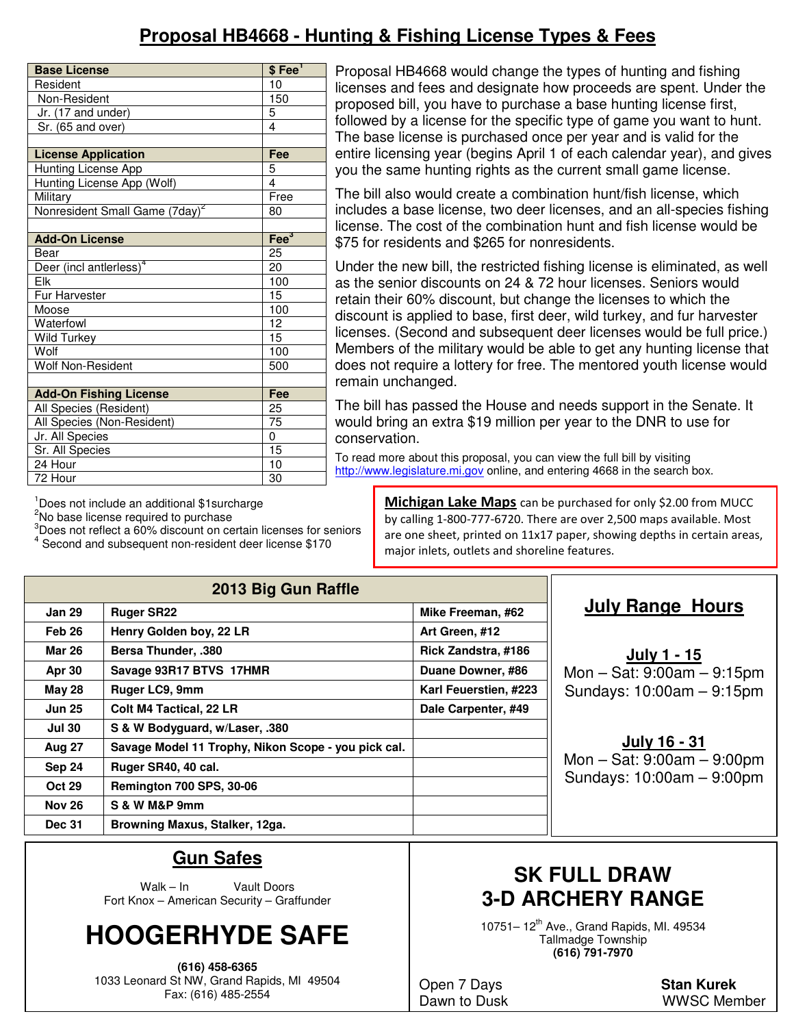# Proposal HB4668 - Hunting & Fishing License Types & Fees

| Base License | $ Fee[1] |
|---|---|
| Resident | 10 |
| Non-Resident | 150 |
| Jr. (17 and under) | 5 |
| Sr. (65 and over) | 4 |
| | |
| **License Application** | **Fee** |
| Hunting License App | 5 |
| Hunting License App (Wolf) | 4 |
| Military | Free |
| Nonresident Small Game (7day)[2] | 80 |
| | |
| **Add-On License** | **Fee[3]** |
| Bear | 25 |
| Deer (incl antlerless)[4] | 20 |
| Elk | 100 |
| Fur Harvester | 15 |
| Moose | 100 |
| Waterfowl | 12 |
| Wild Turkey | 15 |
| Wolf | 100 |
| Wolf Non-Resident | 500 |
| | |
| **Add-On Fishing License** | **Fee** |
| All Species (Resident) | 25 |
| All Species (Non-Resident) | 75 |
| Jr. All Species | 0 |
| Sr. All Species | 15 |
| 24 Hour | 10 |
| 72 Hour | 30 |

[1]Does not include an additional $1surcharge
[2]No base license required to purchase
[3]Does not reflect a 60% discount on certain licenses for seniors
[4] Second and subsequent non-resident deer license $170

Proposal HB4668 would change the types of hunting and fishing licenses and fees and designate how proceeds are spent. Under the proposed bill, you have to purchase a base hunting license first, followed by a license for the specific type of game you want to hunt. The base license is purchased once per year and is valid for the entire licensing year (begins April 1 of each calendar year), and gives you the same hunting rights as the current small game license.

The bill also would create a combination hunt/fish license, which includes a base license, two deer licenses, and an all-species fishing license. The cost of the combination hunt and fish license would be $75 for residents and $265 for nonresidents.

Under the new bill, the restricted fishing license is eliminated, as well as the senior discounts on 24 & 72 hour licenses. Seniors would retain their 60% discount, but change the licenses to which the discount is applied to base, first deer, wild turkey, and fur harvester licenses. (Second and subsequent deer licenses would be full price.) Members of the military would be able to get any hunting license that does not require a lottery for free. The mentored youth license would remain unchanged.

The bill has passed the House and needs support in the Senate. It would bring an extra $19 million per year to the DNR to use for conservation.

To read more about this proposal, you can view the full bill by visiting http://www.legislature.mi.gov online, and entering 4668 in the search box.

**Michigan Lake Maps** can be purchased for only $2.00 from MUCC by calling 1-800-777-6720. There are over 2,500 maps available. Most are one sheet, printed on 11x17 paper, showing depths in certain areas, major inlets, outlets and shoreline features.

## 2013 Big Gun Raffle

| Date | Prize | Winner |
|---|---|---|
| Jan 29 | Ruger SR22 | Mike Freeman, #62 |
| Feb 26 | Henry Golden boy, 22 LR | Art Green, #12 |
| Mar 26 | Bersa Thunder, .380 | Rick Zandstra, #186 |
| Apr 30 | Savage 93R17 BTVS 17HMR | Duane Downer, #86 |
| May 28 | Ruger LC9, 9mm | Karl Feuerstien, #223 |
| Jun 25 | Colt M4 Tactical, 22 LR | Dale Carpenter, #49 |
| Jul 30 | S & W Bodyguard, w/Laser, .380 | |
| Aug 27 | Savage Model 11 Trophy, Nikon Scope - you pick cal. | |
| Sep 24 | Ruger SR40, 40 cal. | |
| Oct 29 | Remington 700 SPS, 30-06 | |
| Nov 26 | S & W M&P 9mm | |
| Dec 31 | Browning Maxus, Stalker, 12ga. | |

## July Range Hours

**July 1 - 15**
Mon – Sat: 9:00am – 9:15pm
Sundays: 10:00am – 9:15pm

**July 16 - 31**
Mon – Sat: 9:00am – 9:00pm
Sundays: 10:00am – 9:00pm

## Gun Safes

Walk – In Vault Doors
Fort Knox – American Security – Graffunder

# HOOGERHYDE SAFE

**(616) 458-6365**
1033 Leonard St NW, Grand Rapids, MI 49504
Fax: (616) 485-2554

## SK FULL DRAW 3-D ARCHERY RANGE

10751– 12th Ave., Grand Rapids, MI. 49534
Tallmadge Township
**(616) 791-7970**

Open 7 Days
Dawn to Dusk

**Stan Kurek**
WWSC Member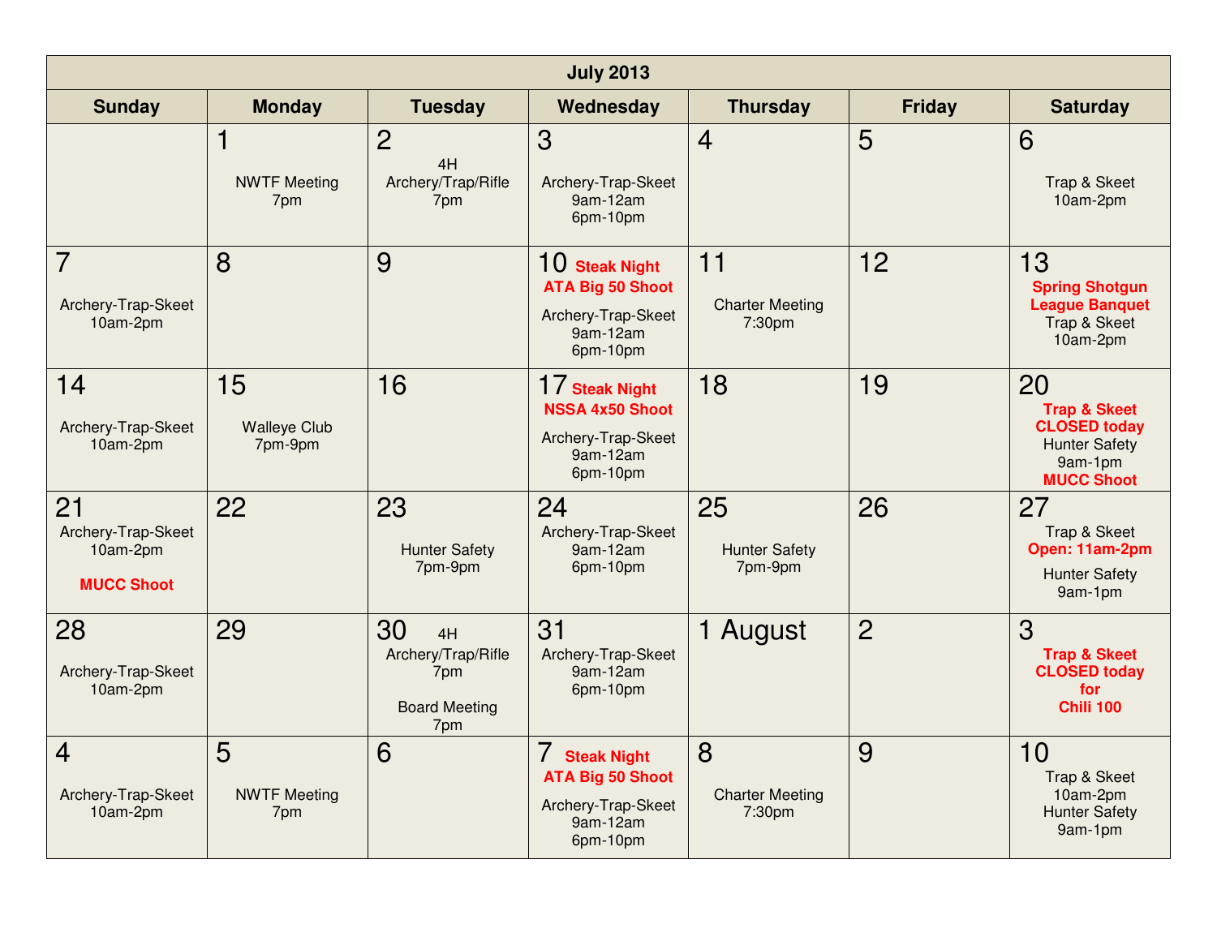| July 2013 | | | | | | |
|---|---|---|---|---|---|---|
| **Sunday** | **Monday** | **Tuesday** | **Wednesday** | **Thursday** | **Friday** | **Saturday** |
| | 1 NWTF Meeting 7pm | 2 4H Archery/Trap/Rifle 7pm | 3 Archery-Trap-Skeet 9am-12am 6pm-10pm | 4 | 5 | 6 Trap & Skeet 10am-2pm |
| 7 Archery-Trap-Skeet 10am-2pm | 8 | 9 | 10 **Steak Night** **ATA Big 50 Shoot** Archery-Trap-Skeet 9am-12am 6pm-10pm | 11 Charter Meeting 7:30pm | 12 | 13 **Spring Shotgun League Banquet** Trap & Skeet 10am-2pm |
| 14 Archery-Trap-Skeet 10am-2pm | 15 Walleye Club 7pm-9pm | 16 | 17 **Steak Night** **NSSA 4x50 Shoot** Archery-Trap-Skeet 9am-12am 6pm-10pm | 18 | 19 | 20 **Trap & Skeet CLOSED today** Hunter Safety 9am-1pm **MUCC Shoot** |
| 21 Archery-Trap-Skeet 10am-2pm **MUCC Shoot** | 22 | 23 Hunter Safety 7pm-9pm | 24 Archery-Trap-Skeet 9am-12am 6pm-10pm | 25 Hunter Safety 7pm-9pm | 26 | 27 Trap & Skeet **Open: 11am-2pm** Hunter Safety 9am-1pm |
| 28 Archery-Trap-Skeet 10am-2pm | 29 | 30 4H Archery/Trap/Rifle 7pm Board Meeting 7pm | 31 Archery-Trap-Skeet 9am-12am 6pm-10pm | 1 August | 2 | 3 **Trap & Skeet CLOSED today for Chili 100** |
| 4 Archery-Trap-Skeet 10am-2pm | 5 NWTF Meeting 7pm | 6 | 7 **Steak Night** **ATA Big 50 Shoot** Archery-Trap-Skeet 9am-12am 6pm-10pm | 8 Charter Meeting 7:30pm | 9 | 10 Trap & Skeet 10am-2pm Hunter Safety 9am-1pm |